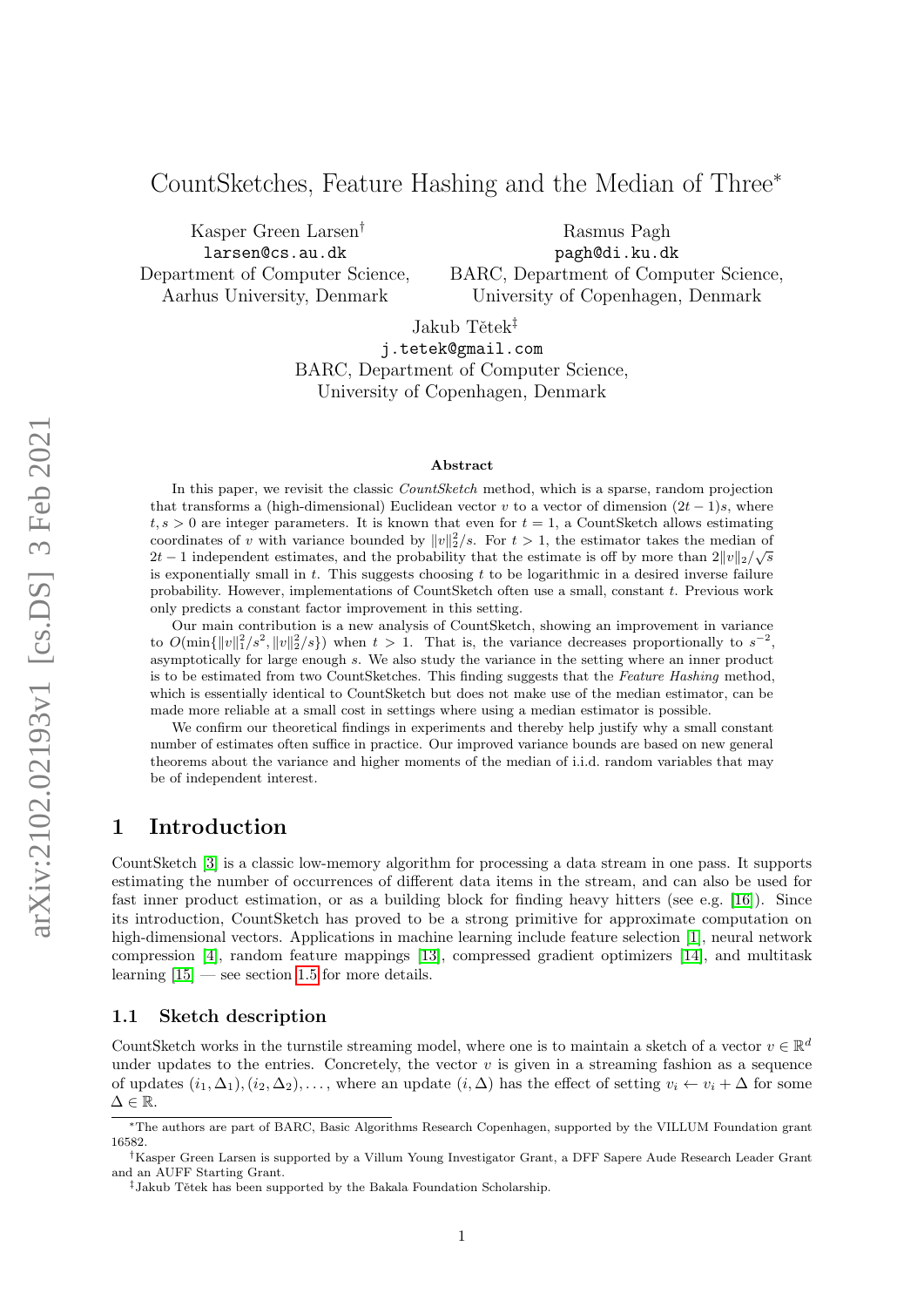# CountSketches, Feature Hashing and the Median of Three*

Kasper Green Larsen[†]
larsen@cs.au.dk
Department of Computer Science,
Aarhus University, Denmark

Rasmus Pagh
pagh@di.ku.dk
BARC, Department of Computer Science,
University of Copenhagen, Denmark

Jakub Tětek[‡]
j.tetek@gmail.com
BARC, Department of Computer Science,
University of Copenhagen, Denmark

### Abstract

In this paper, we revisit the classic *CountSketch* method, which is a sparse, random projection that transforms a (high-dimensional) Euclidean vector $v$ to a vector of dimension $(2t-1)s$, where $t, s > 0$ are integer parameters. It is known that even for $t = 1$, a CountSketch allows estimating coordinates of $v$ with variance bounded by $\|v\|_2^2/s$. For $t > 1$, the estimator takes the median of $2t - 1$ independent estimates, and the probability that the estimate is off by more than $2\|v\|_2/\sqrt{s}$ is exponentially small in $t$. This suggests choosing $t$ to be logarithmic in a desired inverse failure probability. However, implementations of CountSketch often use a small, constant $t$. Previous work only predicts a constant factor improvement in this setting.

Our main contribution is a new analysis of CountSketch, showing an improvement in variance to $O(\min\{\|v\|_1^2/s^2, \|v\|_2^2/s\})$ when $t > 1$. That is, the variance decreases proportionally to $s^{-2}$, asymptotically for large enough $s$. We also study the variance in the setting where an inner product is to be estimated from two CountSketches. This finding suggests that the *Feature Hashing* method, which is essentially identical to CountSketch but does not make use of the median estimator, can be made more reliable at a small cost in settings where using a median estimator is possible.

We confirm our theoretical findings in experiments and thereby help justify why a small constant number of estimates often suffice in practice. Our improved variance bounds are based on new general theorems about the variance and higher moments of the median of i.i.d. random variables that may be of independent interest.

## 1 Introduction

CountSketch [3] is a classic low-memory algorithm for processing a data stream in one pass. It supports estimating the number of occurrences of different data items in the stream, and can also be used for fast inner product estimation, or as a building block for finding heavy hitters (see e.g. [16]). Since its introduction, CountSketch has proved to be a strong primitive for approximate computation on high-dimensional vectors. Applications in machine learning include feature selection [1], neural network compression [4], random feature mappings [13], compressed gradient optimizers [14], and multitask learning [15] — see section 1.5 for more details.

### 1.1 Sketch description

CountSketch works in the turnstile streaming model, where one is to maintain a sketch of a vector $v \in \mathbb{R}^d$ under updates to the entries. Concretely, the vector $v$ is given in a streaming fashion as a sequence of updates $(i_1, \Delta_1), (i_2, \Delta_2), \ldots$, where an update $(i, \Delta)$ has the effect of setting $v_i \leftarrow v_i + \Delta$ for some $\Delta \in \mathbb{R}$.

*The authors are part of BARC, Basic Algorithms Research Copenhagen, supported by the VILLUM Foundation grant 16582.

[†]Kasper Green Larsen is supported by a Villum Young Investigator Grant, a DFF Sapere Aude Research Leader Grant and an AUFF Starting Grant.

[‡]Jakub Tětek has been supported by the Bakala Foundation Scholarship.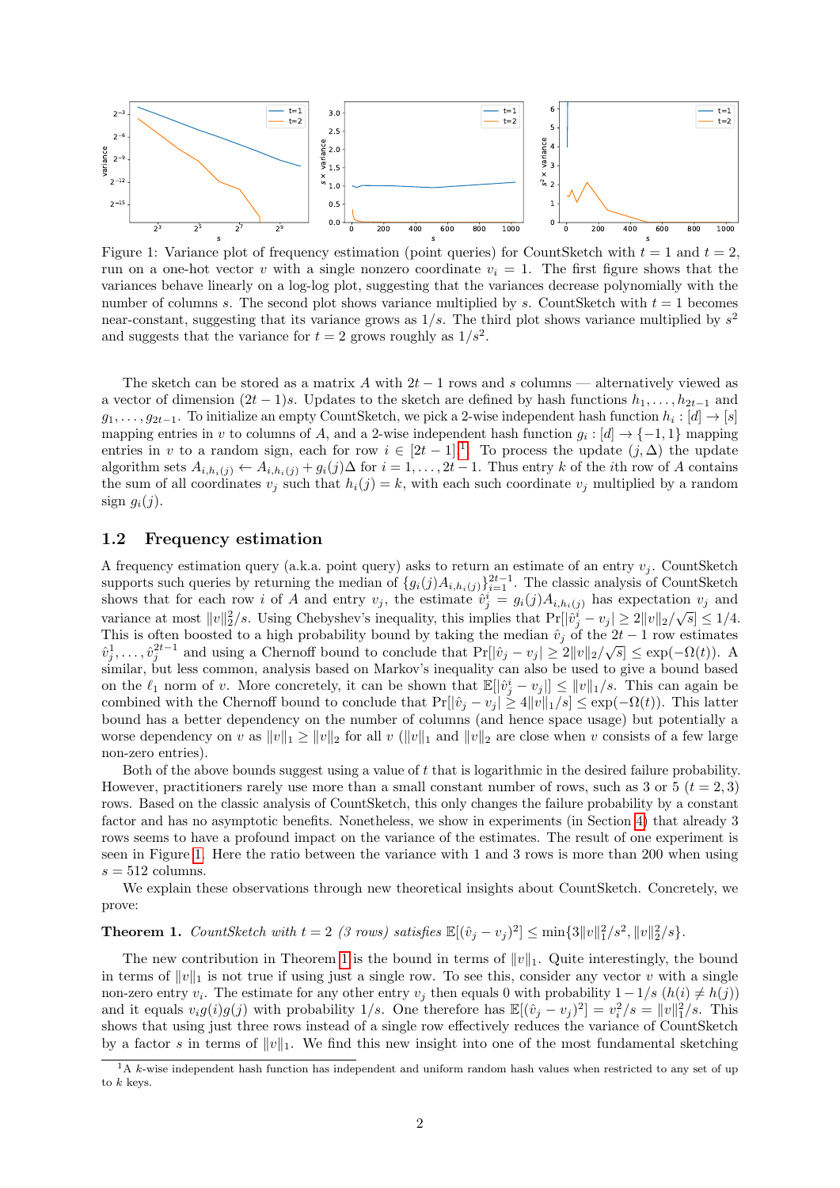Figure 1: Variance plot of frequency estimation (point queries) for CountSketch with $t = 1$ and $t = 2$, run on a one-hot vector $v$ with a single nonzero coordinate $v_i = 1$. The first figure shows that the variances behave linearly on a log-log plot, suggesting that the variances decrease polynomially with the number of columns $s$. The second plot shows variance multiplied by $s$. CountSketch with $t = 1$ becomes near-constant, suggesting that its variance grows as $1/s$. The third plot shows variance multiplied by $s^2$ and suggests that the variance for $t = 2$ grows roughly as $1/s^2$.

The sketch can be stored as a matrix $A$ with $2t - 1$ rows and $s$ columns — alternatively viewed as a vector of dimension $(2t - 1)s$. Updates to the sketch are defined by hash functions $h_1, \dots, h_{2t-1}$ and $g_1, \dots, g_{2t-1}$. To initialize an empty CountSketch, we pick a 2-wise independent hash function $h_i : [d] \to [s]$ mapping entries in $v$ to columns of $A$, and a 2-wise independent hash function $g_i : [d] \to \{-1, 1\}$ mapping entries in $v$ to a random sign, each for row $i \in [2t - 1]$ [1]. To process the update $(j, \Delta)$ the update algorithm sets $A_{i,h_i(j)} \leftarrow A_{i,h_i(j)} + g_i(j)\Delta$ for $i = 1, \dots, 2t - 1$. Thus entry $k$ of the $i$th row of $A$ contains the sum of all coordinates $v_j$ such that $h_i(j) = k$, with each such coordinate $v_j$ multiplied by a random sign $g_i(j)$.

## 1.2 Frequency estimation

A frequency estimation query (a.k.a. point query) asks to return an estimate of an entry $v_j$. CountSketch supports such queries by returning the median of $\{g_i(j)A_{i,h_i(j)}\}_{i=1}^{2t-1}$. The classic analysis of CountSketch shows that for each row $i$ of $A$ and entry $v_j$, the estimate $\hat{v}_j^i = g_i(j)A_{i,h_i(j)}$ has expectation $v_j$ and variance at most $\|v\|_2^2/s$. Using Chebyshev's inequality, this implies that $\Pr[|\hat{v}_j^i - v_j| \geq 2\|v\|_2/\sqrt{s}] \leq 1/4$. This is often boosted to a high probability bound by taking the median $\hat{v}_j$ of the $2t - 1$ row estimates $\hat{v}_j^1, \dots, \hat{v}_j^{2t-1}$ and using a Chernoff bound to conclude that $\Pr[|\hat{v}_j - v_j| \geq 2\|v\|_2/\sqrt{s}] \leq \exp(-\Omega(t))$. A similar, but less common, analysis based on Markov's inequality can also be used to give a bound based on the $\ell_1$ norm of $v$. More concretely, it can be shown that $\mathbb{E}[|\hat{v}_j^i - v_j|] \leq \|v\|_1/s$. This can again be combined with the Chernoff bound to conclude that $\Pr[|\hat{v}_j - v_j| \geq 4\|v\|_1/s] \leq \exp(-\Omega(t))$. This latter bound has a better dependency on the number of columns (and hence space usage) but potentially a worse dependency on $v$ as $\|v\|_1 \geq \|v\|_2$ for all $v$ ($\|v\|_1$ and $\|v\|_2$ are close when $v$ consists of a few large non-zero entries).

Both of the above bounds suggest using a value of $t$ that is logarithmic in the desired failure probability. However, practitioners rarely use more than a small constant number of rows, such as 3 or 5 ($t = 2, 3$) rows. Based on the classic analysis of CountSketch, this only changes the failure probability by a constant factor and has no asymptotic benefits. Nonetheless, we show in experiments (in Section 4) that already 3 rows seems to have a profound impact on the variance of the estimates. The result of one experiment is seen in Figure 1. Here the ratio between the variance with 1 and 3 rows is more than 200 when using $s = 512$ columns.

We explain these observations through new theoretical insights about CountSketch. Concretely, we prove:

**Theorem 1.** *CountSketch with $t = 2$ (3 rows) satisfies $\mathbb{E}[(\hat{v}_j - v_j)^2] \leq \min\{3\|v\|_1^2/s^2, \|v\|_2^2/s\}$.*

The new contribution in Theorem 1 is the bound in terms of $\|v\|_1$. Quite interestingly, the bound in terms of $\|v\|_1$ is not true if using just a single row. To see this, consider any vector $v$ with a single non-zero entry $v_i$. The estimate for any other entry $v_j$ then equals 0 with probability $1 - 1/s$ ($h(i) \neq h(j)$) and it equals $v_i g(i)g(j)$ with probability $1/s$. One therefore has $\mathbb{E}[(\hat{v}_j - v_j)^2] = v_i^2/s = \|v\|_1^2/s$. This shows that using just three rows instead of a single row effectively reduces the variance of CountSketch by a factor $s$ in terms of $\|v\|_1$. We find this new insight into one of the most fundamental sketching

[1] A $k$-wise independent hash function has independent and uniform random hash values when restricted to any set of up to $k$ keys.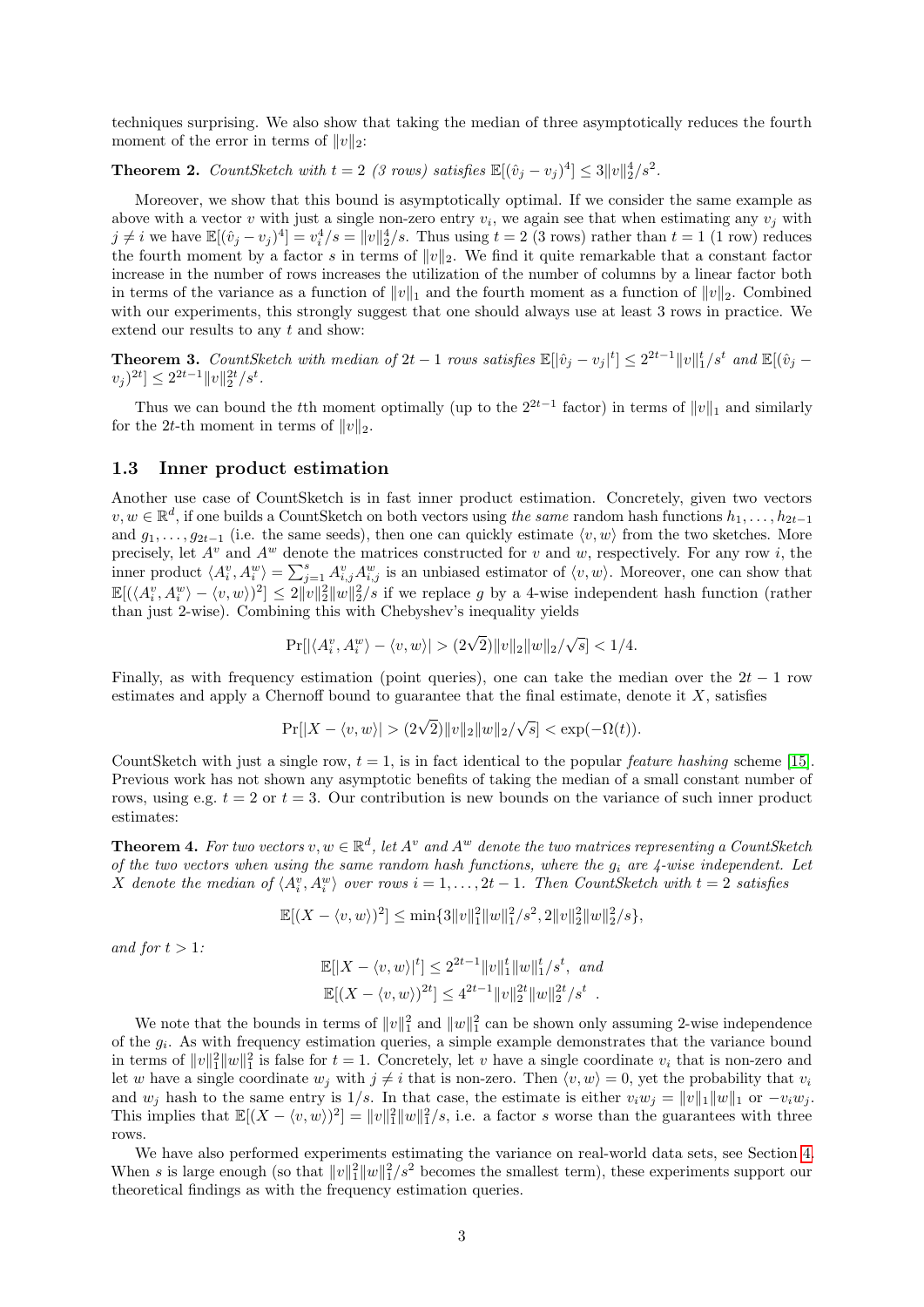techniques surprising. We also show that taking the median of three asymptotically reduces the fourth moment of the error in terms of $\|v\|_2$:

**Theorem 2.** *CountSketch with $t = 2$ (3 rows) satisfies $\mathbb{E}[(\hat{v}_j - v_j)^4] \leq 3\|v\|_2^4/s^2$.*

Moreover, we show that this bound is asymptotically optimal. If we consider the same example as above with a vector $v$ with just a single non-zero entry $v_i$, we again see that when estimating any $v_j$ with $j \neq i$ we have $\mathbb{E}[(\hat{v}_j - v_j)^4] = v_i^4/s = \|v\|_2^4/s$. Thus using $t = 2$ (3 rows) rather than $t = 1$ (1 row) reduces the fourth moment by a factor $s$ in terms of $\|v\|_2$. We find it quite remarkable that a constant factor increase in the number of rows increases the utilization of the number of columns by a linear factor both in terms of the variance as a function of $\|v\|_1$ and the fourth moment as a function of $\|v\|_2$. Combined with our experiments, this strongly suggest that one should always use at least 3 rows in practice. We extend our results to any $t$ and show:

**Theorem 3.** *CountSketch with median of $2t-1$ rows satisfies $\mathbb{E}[|\hat{v}_j - v_j|^t] \leq 2^{2t-1}\|v\|_1^t/s^t$ and $\mathbb{E}[(\hat{v}_j - v_j)^{2t}] \leq 2^{2t-1}\|v\|_2^{2t}/s^t$.*

Thus we can bound the $t$th moment optimally (up to the $2^{2t-1}$ factor) in terms of $\|v\|_1$ and similarly for the $2t$-th moment in terms of $\|v\|_2$.

### 1.3 Inner product estimation

Another use case of CountSketch is in fast inner product estimation. Concretely, given two vectors $v, w \in \mathbb{R}^d$, if one builds a CountSketch on both vectors using *the same* random hash functions $h_1, \ldots, h_{2t-1}$ and $g_1, \ldots, g_{2t-1}$ (i.e. the same seeds), then one can quickly estimate $\langle v, w\rangle$ from the two sketches. More precisely, let $A^v$ and $A^w$ denote the matrices constructed for $v$ and $w$, respectively. For any row $i$, the inner product $\langle A_i^v, A_i^w\rangle = \sum_{j=1}^s A_{i,j}^v A_{i,j}^w$ is an unbiased estimator of $\langle v, w\rangle$. Moreover, one can show that $\mathbb{E}[(\langle A_i^v, A_i^w\rangle - \langle v, w\rangle)^2] \leq 2\|v\|_2^2\|w\|_2^2/s$ if we replace $g$ by a 4-wise independent hash function (rather than just 2-wise). Combining this with Chebyshev's inequality yields

$$\Pr[|\langle A_i^v, A_i^w\rangle - \langle v, w\rangle| > (2\sqrt{2})\|v\|_2\|w\|_2/\sqrt{s}] < 1/4.$$

Finally, as with frequency estimation (point queries), one can take the median over the $2t-1$ row estimates and apply a Chernoff bound to guarantee that the final estimate, denote it $X$, satisfies

$$\Pr[|X - \langle v, w\rangle| > (2\sqrt{2})\|v\|_2\|w\|_2/\sqrt{s}] < \exp(-\Omega(t)).$$

CountSketch with just a single row, $t = 1$, is in fact identical to the popular *feature hashing* scheme [15]. Previous work has not shown any asymptotic benefits of taking the median of a small constant number of rows, using e.g. $t = 2$ or $t = 3$. Our contribution is new bounds on the variance of such inner product estimates:

**Theorem 4.** *For two vectors $v, w \in \mathbb{R}^d$, let $A^v$ and $A^w$ denote the two matrices representing a CountSketch of the two vectors when using the same random hash functions, where the $g_i$ are 4-wise independent. Let $X$ denote the median of $\langle A_i^v, A_i^w\rangle$ over rows $i = 1, \ldots, 2t-1$. Then CountSketch with $t = 2$ satisfies*

$$\mathbb{E}[(X - \langle v, w\rangle)^2] \leq \min\{3\|v\|_1^2\|w\|_1^2/s^2, 2\|v\|_2^2\|w\|_2^2/s\},$$

*and for $t > 1$:*

$$\mathbb{E}[|X - \langle v, w\rangle|^t] \leq 2^{2t-1}\|v\|_1^t\|w\|_1^t/s^t, \text{ and}$$
$$\mathbb{E}[(X - \langle v, w\rangle)^{2t}] \leq 4^{2t-1}\|v\|_2^{2t}\|w\|_2^{2t}/s^t \ .$$

We note that the bounds in terms of $\|v\|_1^2$ and $\|w\|_1^2$ can be shown only assuming 2-wise independence of the $g_i$. As with frequency estimation queries, a simple example demonstrates that the variance bound in terms of $\|v\|_1^2\|w\|_1^2$ is false for $t = 1$. Concretely, let $v$ have a single coordinate $v_i$ that is non-zero and let $w$ have a single coordinate $w_j$ with $j \neq i$ that is non-zero. Then $\langle v, w\rangle = 0$, yet the probability that $v_i$ and $w_j$ hash to the same entry is $1/s$. In that case, the estimate is either $v_iw_j = \|v\|_1\|w\|_1$ or $-v_iw_j$. This implies that $\mathbb{E}[(X - \langle v, w\rangle)^2] = \|v\|_1^2\|w\|_1^2/s$, i.e. a factor $s$ worse than the guarantees with three rows.

We have also performed experiments estimating the variance on real-world data sets, see Section 4. When $s$ is large enough (so that $\|v\|_1^2\|w\|_1^2/s^2$ becomes the smallest term), these experiments support our theoretical findings as with the frequency estimation queries.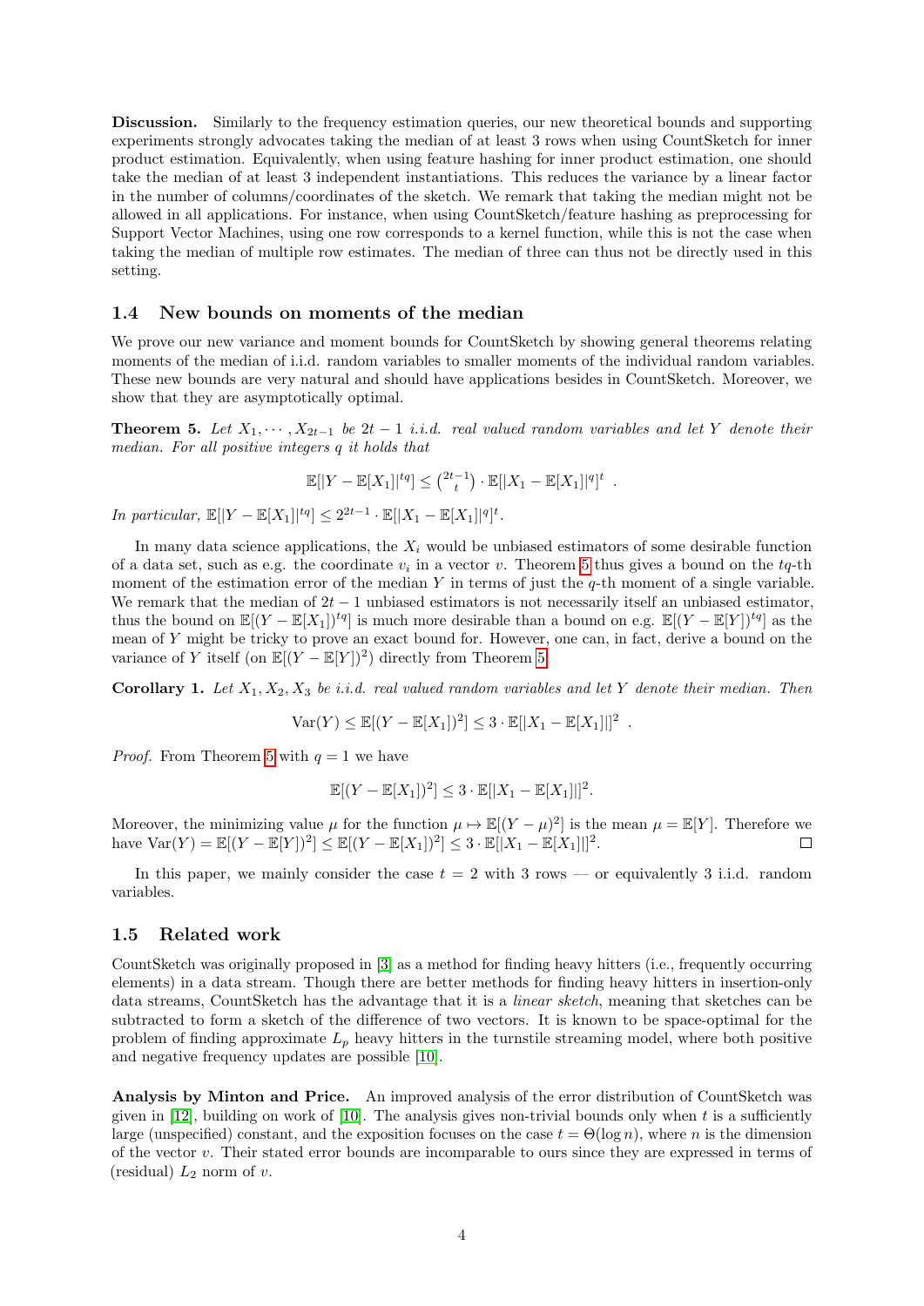**Discussion.** Similarly to the frequency estimation queries, our new theoretical bounds and supporting experiments strongly advocates taking the median of at least 3 rows when using CountSketch for inner product estimation. Equivalently, when using feature hashing for inner product estimation, one should take the median of at least 3 independent instantiations. This reduces the variance by a linear factor in the number of columns/coordinates of the sketch. We remark that taking the median might not be allowed in all applications. For instance, when using CountSketch/feature hashing as preprocessing for Support Vector Machines, using one row corresponds to a kernel function, while this is not the case when taking the median of multiple row estimates. The median of three can thus not be directly used in this setting.

## 1.4 New bounds on moments of the median

We prove our new variance and moment bounds for CountSketch by showing general theorems relating moments of the median of i.i.d. random variables to smaller moments of the individual random variables. These new bounds are very natural and should have applications besides in CountSketch. Moreover, we show that they are asymptotically optimal.

**Theorem 5.** *Let $X_1, \cdots, X_{2t-1}$ be $2t-1$ i.i.d. real valued random variables and let $Y$ denote their median. For all positive integers $q$ it holds that*

$$\mathbb{E}[|Y - \mathbb{E}[X_1]|^{tq}] \le \binom{2t-1}{t} \cdot \mathbb{E}[|X_1 - \mathbb{E}[X_1]|^q]^t \ .$$

*In particular,* $\mathbb{E}[|Y - \mathbb{E}[X_1]|^{tq}] \le 2^{2t-1} \cdot \mathbb{E}[|X_1 - \mathbb{E}[X_1]|^q]^t$.

In many data science applications, the $X_i$ would be unbiased estimators of some desirable function of a data set, such as e.g. the coordinate $v_i$ in a vector $v$. Theorem 5 thus gives a bound on the $tq$-th moment of the estimation error of the median $Y$ in terms of just the $q$-th moment of a single variable. We remark that the median of $2t-1$ unbiased estimators is not necessarily itself an unbiased estimator, thus the bound on $\mathbb{E}[(Y - \mathbb{E}[X_1])^{tq}]$ is much more desirable than a bound on e.g. $\mathbb{E}[(Y - \mathbb{E}[Y])^{tq}]$ as the mean of $Y$ might be tricky to prove an exact bound for. However, one can, in fact, derive a bound on the variance of $Y$ itself (on $\mathbb{E}[(Y - \mathbb{E}[Y])^2)$ directly from Theorem 5.

**Corollary 1.** *Let $X_1, X_2, X_3$ be i.i.d. real valued random variables and let $Y$ denote their median. Then*

$$\mathrm{Var}(Y) \le \mathbb{E}[(Y - \mathbb{E}[X_1])^2] \le 3 \cdot \mathbb{E}[|X_1 - \mathbb{E}[X_1]|]^2 \ .$$

*Proof.* From Theorem 5 with $q = 1$ we have

$$\mathbb{E}[(Y - \mathbb{E}[X_1])^2] \le 3 \cdot \mathbb{E}[|X_1 - \mathbb{E}[X_1]|]^2.$$

Moreover, the minimizing value $\mu$ for the function $\mu \mapsto \mathbb{E}[(Y - \mu)^2]$ is the mean $\mu = \mathbb{E}[Y]$. Therefore we have $\mathrm{Var}(Y) = \mathbb{E}[(Y - \mathbb{E}[Y])^2] \le \mathbb{E}[(Y - \mathbb{E}[X_1])^2] \le 3 \cdot \mathbb{E}[|X_1 - \mathbb{E}[X_1]|]^2$. ◻

In this paper, we mainly consider the case $t = 2$ with 3 rows — or equivalently 3 i.i.d. random variables.

## 1.5 Related work

CountSketch was originally proposed in [3] as a method for finding heavy hitters (i.e., frequently occurring elements) in a data stream. Though there are better methods for finding heavy hitters in insertion-only data streams, CountSketch has the advantage that it is a *linear sketch*, meaning that sketches can be subtracted to form a sketch of the difference of two vectors. It is known to be space-optimal for the problem of finding approximate $L_p$ heavy hitters in the turnstile streaming model, where both positive and negative frequency updates are possible [10].

**Analysis by Minton and Price.** An improved analysis of the error distribution of CountSketch was given in [12], building on work of [10]. The analysis gives non-trivial bounds only when $t$ is a sufficiently large (unspecified) constant, and the exposition focuses on the case $t = \Theta(\log n)$, where $n$ is the dimension of the vector $v$. Their stated error bounds are incomparable to ours since they are expressed in terms of (residual) $L_2$ norm of $v$.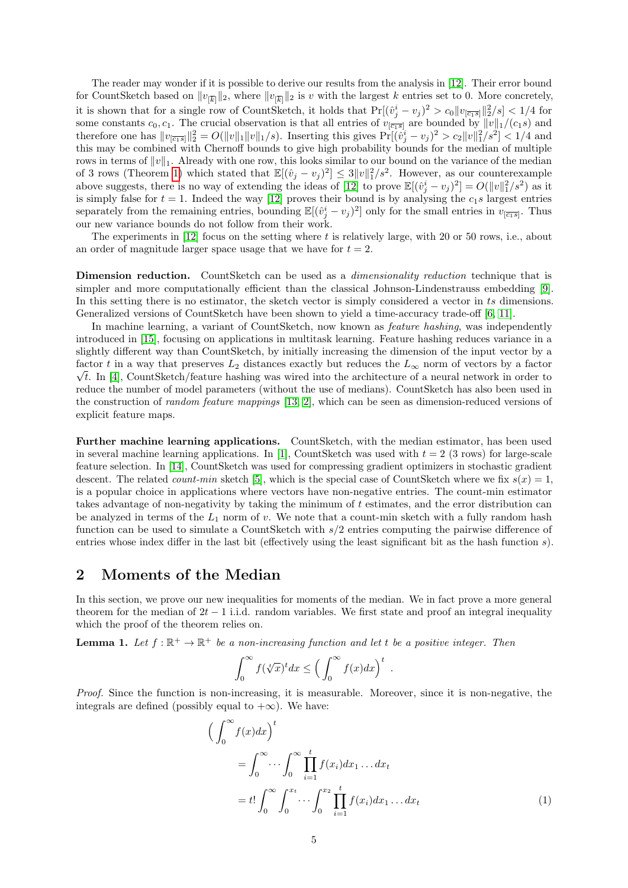The reader may wonder if it is possible to derive our results from the analysis in [12]. Their error bound for CountSketch based on $\|v_{\overline{[k]}}\|_2$, where $\|v_{\overline{[k]}}\|_2$ is $v$ with the largest $k$ entries set to 0. More concretely, it is shown that for a single row of CountSketch, it holds that $\Pr[(\hat{v}^i_j - v_j)^2 > c_0\|v_{\overline{[c_1 s]}}\|_2^2/s] < 1/4$ for some constants $c_0, c_1$. The crucial observation is that all entries of $v_{\overline{[c_1 s]}}$ are bounded by $\|v\|_1/(c_1 s)$ and therefore one has $\|v_{\overline{[c_1 s]}}\|_2^2 = O(\|v\|_1\|v\|_1/s)$. Inserting this gives $\Pr[(\hat{v}^i_j - v_j)^2 > c_2\|v\|_1^2/s^2] < 1/4$ and this may be combined with Chernoff bounds to give high probability bounds for the median of multiple rows in terms of $\|v\|_1$. Already with one row, this looks similar to our bound on the variance of the median of 3 rows (Theorem 1) which stated that $\mathbb{E}[(\hat{v}_j - v_j)^2] \le 3\|v\|_1^2/s^2$. However, as our counterexample above suggests, there is no way of extending the ideas of [12] to prove $\mathbb{E}[(\hat{v}^i_j - v_j)^2] = O(\|v\|_1^2/s^2)$ as it is simply false for $t = 1$. Indeed the way [12] proves their bound is by analysing the $c_1 s$ largest entries separately from the remaining entries, bounding $\mathbb{E}[(\hat{v}^i_j - v_j)^2]$ only for the small entries in $v_{\overline{[c_1 s]}}$. Thus our new variance bounds do not follow from their work.

The experiments in [12] focus on the setting where $t$ is relatively large, with 20 or 50 rows, i.e., about an order of magnitude larger space usage that we have for $t = 2$.

**Dimension reduction.** CountSketch can be used as a *dimensionality reduction* technique that is simpler and more computationally efficient than the classical Johnson-Lindenstrauss embedding [9]. In this setting there is no estimator, the sketch vector is simply considered a vector in $ts$ dimensions. Generalized versions of CountSketch have been shown to yield a time-accuracy trade-off [6, 11].

In machine learning, a variant of CountSketch, now known as *feature hashing*, was independently introduced in [15], focusing on applications in multitask learning. Feature hashing reduces variance in a slightly different way than CountSketch, by initially increasing the dimension of the input vector by a factor $t$ in a way that preserves $L_2$ distances exactly but reduces the $L_\infty$ norm of vectors by a factor $\sqrt{t}$. In [4], CountSketch/feature hashing was wired into the architecture of a neural network in order to reduce the number of model parameters (without the use of medians). CountSketch has also been used in the construction of *random feature mappings* [13, 2], which can be seen as dimension-reduced versions of explicit feature maps.

**Further machine learning applications.** CountSketch, with the median estimator, has been used in several machine learning applications. In [1], CountSketch was used with $t = 2$ (3 rows) for large-scale feature selection. In [14], CountSketch was used for compressing gradient optimizers in stochastic gradient descent. The related *count-min* sketch [5], which is the special case of CountSketch where we fix $s(x) = 1$, is a popular choice in applications where vectors have non-negative entries. The count-min estimator takes advantage of non-negativity by taking the minimum of $t$ estimates, and the error distribution can be analyzed in terms of the $L_1$ norm of $v$. We note that a count-min sketch with a fully random hash function can be used to simulate a CountSketch with $s/2$ entries computing the pairwise difference of entries whose index differ in the last bit (effectively using the least significant bit as the hash function $s$).

## 2 Moments of the Median

In this section, we prove our new inequalities for moments of the median. We in fact prove a more general theorem for the median of $2t-1$ i.i.d. random variables. We first state and proof an integral inequality which the proof of the theorem relies on.

**Lemma 1.** *Let $f : \mathbb{R}^+ \to \mathbb{R}^+$ be a non-increasing function and let $t$ be a positive integer. Then*

$$\int_0^\infty f(\sqrt[t]{x})^t dx \le \Big(\int_0^\infty f(x)dx\Big)^t .$$

*Proof.* Since the function is non-increasing, it is measurable. Moreover, since it is non-negative, the integrals are defined (possibly equal to $+\infty$). We have:

$$\begin{aligned}
&\Big(\int_0^\infty f(x)dx\Big)^t \\
&= \int_0^\infty \cdots \int_0^\infty \prod_{i=1}^t f(x_i)dx_1 \dots dx_t \\
&= t! \int_0^\infty \int_0^{x_t} \cdots \int_0^{x_2} \prod_{i=1}^t f(x_i)dx_1 \dots dx_t \qquad (1)
\end{aligned}$$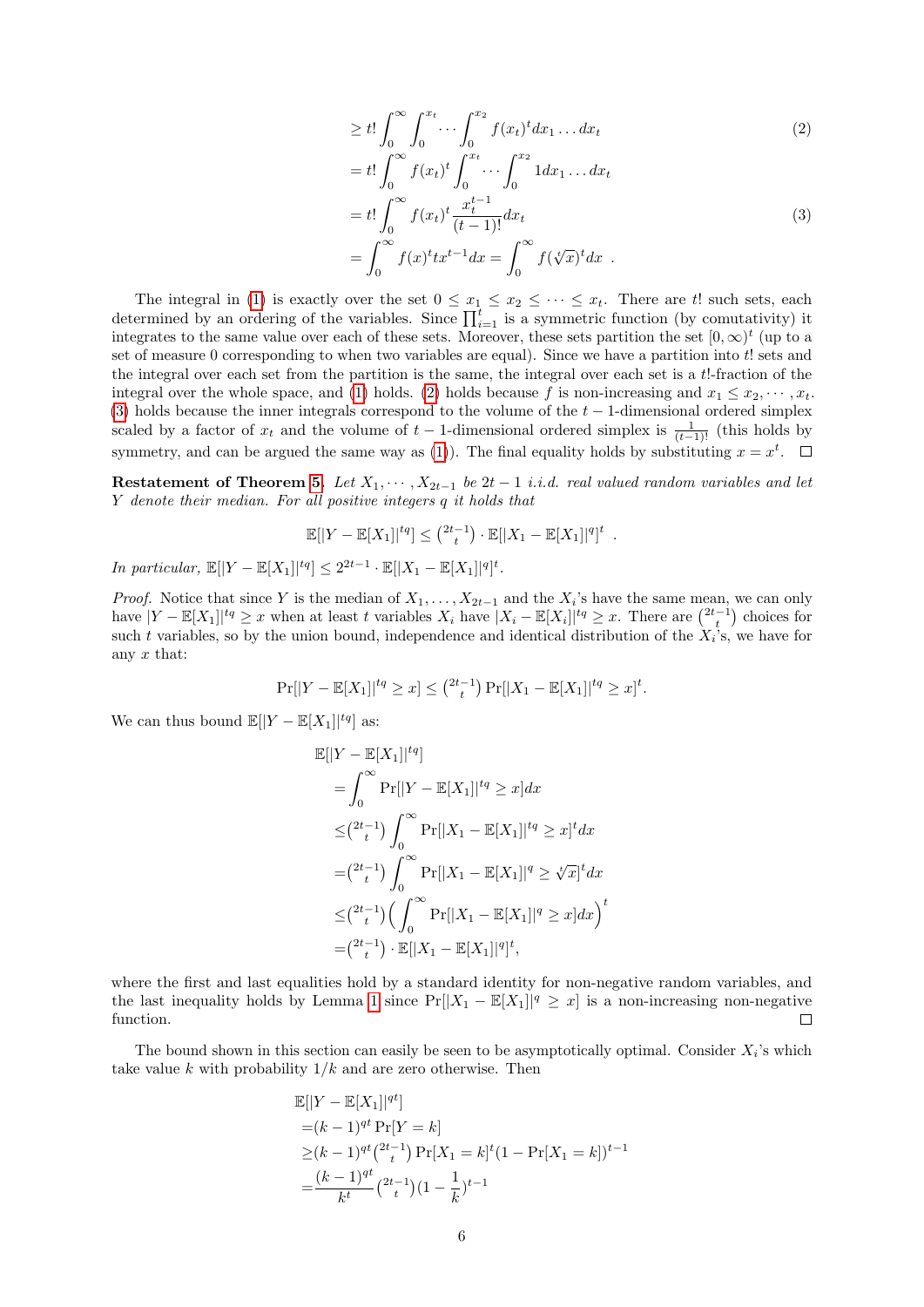$$
\begin{aligned}
&\geq t! \int_0^\infty \int_0^{x_t} \cdots \int_0^{x_2} f(x_t)^t dx_1 \ldots dx_t && (2)\\
&= t! \int_0^\infty f(x_t)^t \int_0^{x_t} \cdots \int_0^{x_2} 1 dx_1 \ldots dx_t \\
&= t! \int_0^\infty f(x_t)^t \frac{x_t^{t-1}}{(t-1)!} dx_t && (3)\\
&= \int_0^\infty f(x)^t t x^{t-1} dx = \int_0^\infty f(\sqrt[t]{x})^t dx \ .
\end{aligned}
$$

The integral in (1) is exactly over the set $0 \leq x_1 \leq x_2 \leq \cdots \leq x_t$. There are $t!$ such sets, each determined by an ordering of the variables. Since $\prod_{i=1}^t$ is a symmetric function (by comutativity) it integrates to the same value over each of these sets. Moreover, these sets partition the set $[0, \infty)^t$ (up to a set of measure 0 corresponding to when two variables are equal). Since we have a partition into $t!$ sets and the integral over each set from the partition is the same, the integral over each set is a $t!$-fraction of the integral over the whole space, and (1) holds. (2) holds because $f$ is non-increasing and $x_1 \leq x_2, \cdots, x_t$. (3) holds because the inner integrals correspond to the volume of the $t-1$-dimensional ordered simplex scaled by a factor of $x_t$ and the volume of $t-1$-dimensional ordered simplex is $\frac{1}{(t-1)!}$ (this holds by symmetry, and can be argued the same way as (1)). The final equality holds by substituting $x = x^t$. $\square$

**Restatement of Theorem 5.** *Let $X_1, \cdots, X_{2t-1}$ be $2t-1$ i.i.d. real valued random variables and let $Y$ denote their median. For all positive integers $q$ it holds that*

$$
\mathbb{E}[|Y - \mathbb{E}[X_1]|^{tq}] \leq \binom{2t-1}{t} \cdot \mathbb{E}[|X_1 - \mathbb{E}[X_1]|^q]^t \ .
$$

*In particular, $\mathbb{E}[|Y - \mathbb{E}[X_1]|^{tq}] \leq 2^{2t-1} \cdot \mathbb{E}[|X_1 - \mathbb{E}[X_1]|^q]^t$.*

*Proof.* Notice that since $Y$ is the median of $X_1, \ldots, X_{2t-1}$ and the $X_i$'s have the same mean, we can only have $|Y - \mathbb{E}[X_1]|^{tq} \geq x$ when at least $t$ variables $X_i$ have $|X_i - \mathbb{E}[X_i]|^{tq} \geq x$. There are $\binom{2t-1}{t}$ choices for such $t$ variables, so by the union bound, independence and identical distribution of the $X_i$'s, we have for any $x$ that:

$$
\Pr[|Y - \mathbb{E}[X_1]|^{tq} \geq x] \leq \binom{2t-1}{t} \Pr[|X_1 - \mathbb{E}[X_1]|^{tq} \geq x]^t.
$$

We can thus bound $\mathbb{E}[|Y - \mathbb{E}[X_1]|^{tq}]$ as:

$$
\begin{aligned}
&\mathbb{E}[|Y - \mathbb{E}[X_1]|^{tq}] \\
&= \int_0^\infty \Pr[|Y - \mathbb{E}[X_1]|^{tq} \geq x] dx \\
&\leq \binom{2t-1}{t} \int_0^\infty \Pr[|X_1 - \mathbb{E}[X_1]|^{tq} \geq x]^t dx \\
&= \binom{2t-1}{t} \int_0^\infty \Pr[|X_1 - \mathbb{E}[X_1]|^q \geq \sqrt[t]{x}]^t dx \\
&\leq \binom{2t-1}{t} \Big( \int_0^\infty \Pr[|X_1 - \mathbb{E}[X_1]|^q \geq x] dx \Big)^t \\
&= \binom{2t-1}{t} \cdot \mathbb{E}[|X_1 - \mathbb{E}[X_1]|^q]^t,
\end{aligned}
$$

where the first and last equalities hold by a standard identity for non-negative random variables, and the last inequality holds by Lemma 1 since $\Pr[|X_1 - \mathbb{E}[X_1]|^q \geq x]$ is a non-increasing non-negative function. $\square$

The bound shown in this section can easily be seen to be asymptotically optimal. Consider $X_i$'s which take value $k$ with probability $1/k$ and are zero otherwise. Then

$$
\begin{aligned}
&\mathbb{E}[|Y - \mathbb{E}[X_1]|^{qt}] \\
&= (k-1)^{qt} \Pr[Y = k] \\
&\geq (k-1)^{qt} \binom{2t-1}{t} \Pr[X_1 = k]^t (1 - \Pr[X_1 = k])^{t-1} \\
&= \frac{(k-1)^{qt}}{k^t} \binom{2t-1}{t} (1 - \frac{1}{k})^{t-1}
\end{aligned}
$$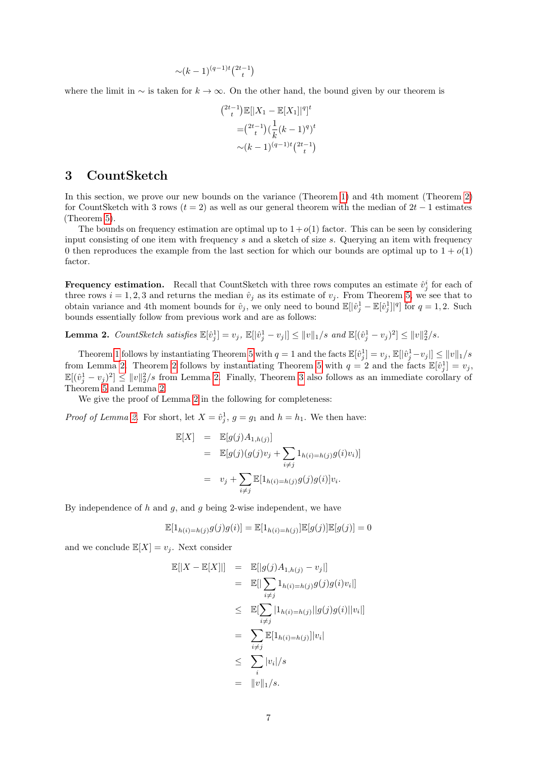$$\sim (k-1)^{(q-1)t}\binom{2t-1}{t}$$

where the limit in $\sim$ is taken for $k \to \infty$. On the other hand, the bound given by our theorem is

$$\begin{aligned}
&\binom{2t-1}{t}\mathbb{E}[|X_1 - \mathbb{E}[X_1]|^q]^t \\
=&\binom{2t-1}{t}(\frac{1}{k}(k-1)^q)^t \\
\sim&(k-1)^{(q-1)t}\binom{2t-1}{t}
\end{aligned}$$

# 3 CountSketch

In this section, we prove our new bounds on the variance (Theorem 1) and 4th moment (Theorem 2) for CountSketch with 3 rows ($t = 2$) as well as our general theorem with the median of $2t-1$ estimates (Theorem 5).

The bounds on frequency estimation are optimal up to $1 + o(1)$ factor. This can be seen by considering input consisting of one item with frequency $s$ and a sketch of size $s$. Querying an item with frequency 0 then reproduces the example from the last section for which our bounds are optimal up to $1 + o(1)$ factor.

**Frequency estimation.** Recall that CountSketch with three rows computes an estimate $\hat{v}_j^i$ for each of three rows $i = 1, 2, 3$ and returns the median $\hat{v}_j$ as its estimate of $v_j$. From Theorem 5, we see that to obtain variance and 4th moment bounds for $\hat{v}_j$, we only need to bound $\mathbb{E}[|\hat{v}_j^1 - \mathbb{E}[\hat{v}_j^1]|^q]$ for $q = 1, 2$. Such bounds essentially follow from previous work and are as follows:

**Lemma 2.** *CountSketch satisfies $\mathbb{E}[\hat{v}_j^1] = v_j$, $\mathbb{E}[|\hat{v}_j^1 - v_j|] \le \|v\|_1/s$ and $\mathbb{E}[(\hat{v}_j^1 - v_j)^2] \le \|v\|_2^2/s$.*

Theorem 1 follows by instantiating Theorem 5 with $q = 1$ and the facts $\mathbb{E}[\hat{v}_j^1] = v_j$, $\mathbb{E}[|\hat{v}_j^1 - v_j|] \le \|v\|_1/s$ from Lemma 2. Theorem 2 follows by instantiating Theorem 5 with $q = 2$ and the facts $\mathbb{E}[\hat{v}_j^1] = v_j$, $\mathbb{E}[(\hat{v}_j^1 - v_j)^2] \le \|v\|_2^2/s$ from Lemma 2. Finally, Theorem 3 also follows as an immediate corollary of Theorem 5 and Lemma 2.

We give the proof of Lemma 2 in the following for completeness:

*Proof of Lemma 2.* For short, let $X = \hat{v}_j^1$, $g = g_1$ and $h = h_1$. We then have:

$$\begin{aligned}
\mathbb{E}[X] &= \mathbb{E}[g(j)A_{1,h(j)}] \\
&= \mathbb{E}[g(j)(g(j)v_j + \sum_{i \ne j} 1_{h(i)=h(j)}g(i)v_i)] \\
&= v_j + \sum_{i \ne j} \mathbb{E}[1_{h(i)=h(j)}g(j)g(i)]v_i.
\end{aligned}$$

By independence of $h$ and $g$, and $g$ being 2-wise independent, we have

$$\mathbb{E}[1_{h(i)=h(j)}g(j)g(i)] = \mathbb{E}[1_{h(i)=h(j)}]\mathbb{E}[g(j)]\mathbb{E}[g(j)] = 0$$

and we conclude $\mathbb{E}[X] = v_j$. Next consider

$$\begin{aligned}
\mathbb{E}[|X - \mathbb{E}[X]|] &= \mathbb{E}[|g(j)A_{1,h(j)} - v_j|] \\
&= \mathbb{E}[|\sum_{i \ne j} 1_{h(i)=h(j)}g(j)g(i)v_i|] \\
&\le \mathbb{E}[\sum_{i \ne j} |1_{h(i)=h(j)}||g(j)g(i)||v_i|] \\
&= \sum_{i \ne j} \mathbb{E}[1_{h(i)=h(j)}]|v_i| \\
&\le \sum_i |v_i|/s \\
&= \|v\|_1/s.
\end{aligned}$$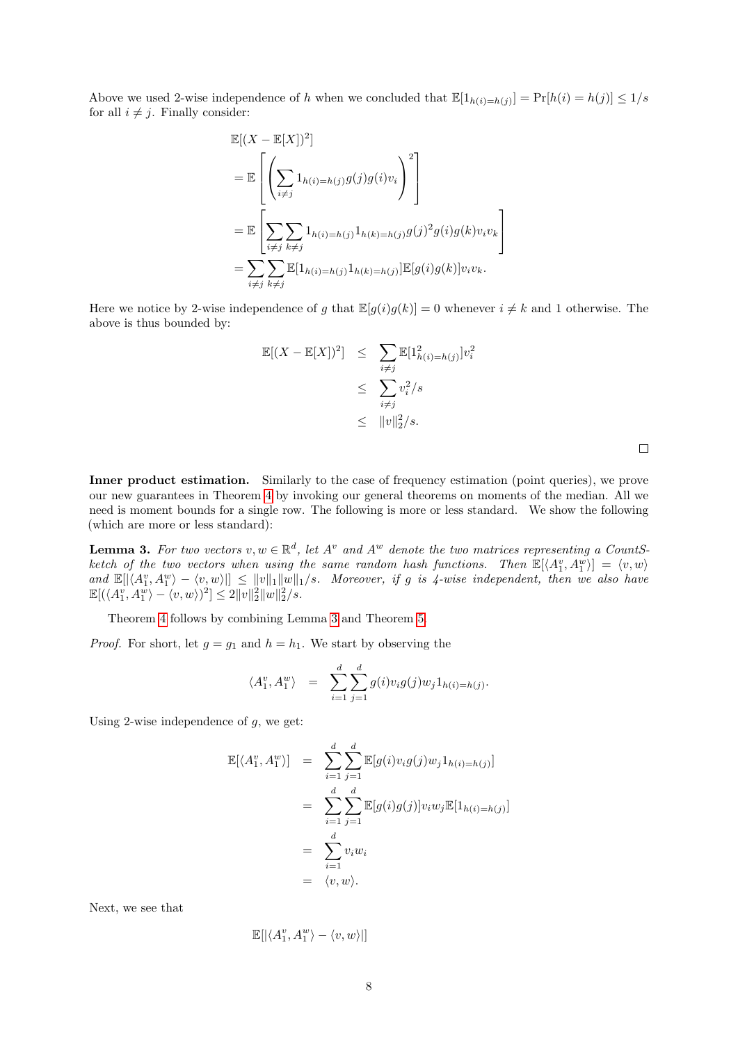Above we used 2-wise independence of $h$ when we concluded that $\mathbb{E}[1_{h(i)=h(j)}] = \Pr[h(i) = h(j)] \le 1/s$ for all $i \neq j$. Finally consider:

$$
\begin{aligned}
&\mathbb{E}[(X - \mathbb{E}[X])^2] \\
&= \mathbb{E}\left[\left(\sum_{i \neq j} 1_{h(i)=h(j)} g(j) g(i) v_i\right)^2\right] \\
&= \mathbb{E}\left[\sum_{i \neq j} \sum_{k \neq j} 1_{h(i)=h(j)} 1_{h(k)=h(j)} g(j)^2 g(i) g(k) v_i v_k\right] \\
&= \sum_{i \neq j} \sum_{k \neq j} \mathbb{E}[1_{h(i)=h(j)} 1_{h(k)=h(j)}] \mathbb{E}[g(i) g(k)] v_i v_k.
\end{aligned}
$$

Here we notice by 2-wise independence of $g$ that $\mathbb{E}[g(i)g(k)] = 0$ whenever $i \neq k$ and 1 otherwise. The above is thus bounded by:

$$
\begin{aligned}
\mathbb{E}[(X - \mathbb{E}[X])^2] &\le \sum_{i \neq j} \mathbb{E}[1^2_{h(i)=h(j)}] v_i^2 \\
&\le \sum_{i \neq j} v_i^2 / s \\
&\le \|v\|_2^2 / s.
\end{aligned}
$$

□

**Inner product estimation.** Similarly to the case of frequency estimation (point queries), we prove our new guarantees in Theorem 4 by invoking our general theorems on moments of the median. All we need is moment bounds for a single row. The following is more or less standard. We show the following (which are more or less standard):

**Lemma 3.** *For two vectors $v, w \in \mathbb{R}^d$, let $A^v$ and $A^w$ denote the two matrices representing a CountSketch of the two vectors when using the same random hash functions. Then $\mathbb{E}[\langle A_1^v, A_1^w \rangle] = \langle v, w \rangle$ and $\mathbb{E}[|\langle A_1^v, A_1^w \rangle - \langle v, w \rangle|] \le \|v\|_1 \|w\|_1 / s$. Moreover, if $g$ is 4-wise independent, then we also have $\mathbb{E}[(\langle A_1^v, A_1^w \rangle - \langle v, w \rangle)^2] \le 2\|v\|_2^2 \|w\|_2^2 / s$.*

Theorem 4 follows by combining Lemma 3 and Theorem 5.

*Proof.* For short, let $g = g_1$ and $h = h_1$. We start by observing the

$$
\langle A_1^v, A_1^w \rangle = \sum_{i=1}^{d} \sum_{j=1}^{d} g(i) v_i g(j) w_j 1_{h(i)=h(j)}.
$$

Using 2-wise independence of $g$, we get:

$$
\begin{aligned}
\mathbb{E}[\langle A_1^v, A_1^w \rangle] &= \sum_{i=1}^{d} \sum_{j=1}^{d} \mathbb{E}[g(i) v_i g(j) w_j 1_{h(i)=h(j)}] \\
&= \sum_{i=1}^{d} \sum_{j=1}^{d} \mathbb{E}[g(i) g(j)] v_i w_j \mathbb{E}[1_{h(i)=h(j)}] \\
&= \sum_{i=1}^{d} v_i w_i \\
&= \langle v, w \rangle.
\end{aligned}
$$

Next, we see that

$$
\mathbb{E}[|\langle A_1^v, A_1^w \rangle - \langle v, w \rangle|]
$$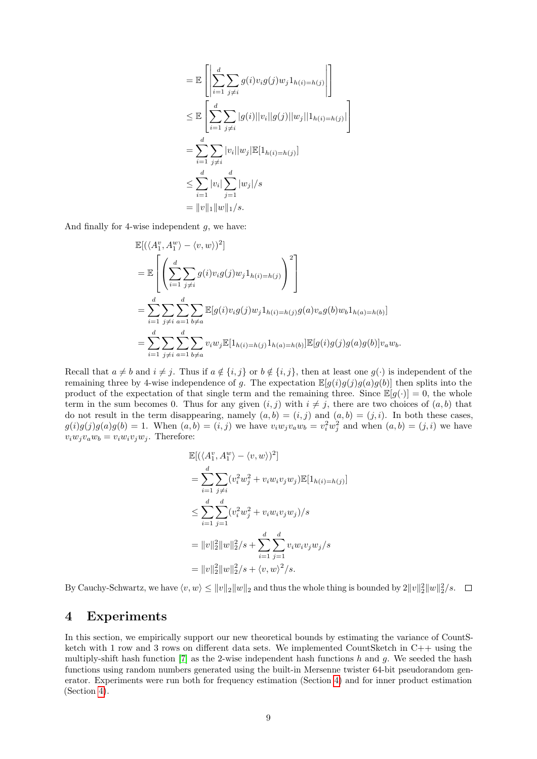$$
\begin{aligned}
&= \mathbb{E}\left[\left|\sum_{i=1}^{d}\sum_{j\neq i} g(i)v_i g(j)w_j 1_{h(i)=h(j)}\right|\right] \\
&\leq \mathbb{E}\left[\sum_{i=1}^{d}\sum_{j\neq i} |g(i)||v_i||g(j)||w_j||1_{h(i)=h(j)}|\right] \\
&= \sum_{i=1}^{d}\sum_{j\neq i} |v_i||w_j|\mathbb{E}[1_{h(i)=h(j)}] \\
&\leq \sum_{i=1}^{d}|v_i|\sum_{j=1}^{d}|w_j|/s \\
&= \|v\|_1\|w\|_1/s.
\end{aligned}
$$

And finally for 4-wise independent $g$, we have:

$$
\begin{aligned}
&\mathbb{E}[(\langle A_1^v, A_1^w\rangle - \langle v, w\rangle)^2] \\
&= \mathbb{E}\left[\left(\sum_{i=1}^{d}\sum_{j\neq i} g(i)v_i g(j)w_j 1_{h(i)=h(j)}\right)^2\right] \\
&= \sum_{i=1}^{d}\sum_{j\neq i}\sum_{a=1}^{d}\sum_{b\neq a} \mathbb{E}[g(i)v_i g(j)w_j 1_{h(i)=h(j)} g(a)v_a g(b)w_b 1_{h(a)=h(b)}] \\
&= \sum_{i=1}^{d}\sum_{j\neq i}\sum_{a=1}^{d}\sum_{b\neq a} v_i w_j \mathbb{E}[1_{h(i)=h(j)}1_{h(a)=h(b)}]\mathbb{E}[g(i)g(j)g(a)g(b)]v_a w_b.
\end{aligned}
$$

Recall that $a \neq b$ and $i \neq j$. Thus if $a \notin \{i,j\}$ or $b \notin \{i,j\}$, then at least one $g(\cdot)$ is independent of the remaining three by 4-wise independence of $g$. The expectation $\mathbb{E}[g(i)g(j)g(a)g(b)]$ then splits into the product of the expectation of that single term and the remaining three. Since $\mathbb{E}[g(\cdot)] = 0$, the whole term in the sum becomes 0. Thus for any given $(i,j)$ with $i \neq j$, there are two choices of $(a,b)$ that do not result in the term disappearing, namely $(a,b) = (i,j)$ and $(a,b) = (j,i)$. In both these cases, $g(i)g(j)g(a)g(b) = 1$. When $(a,b) = (i,j)$ we have $v_i w_j v_a w_b = v_i^2 w_j^2$ and when $(a,b) = (j,i)$ we have $v_i w_j v_a w_b = v_i w_i v_j w_j$. Therefore:

$$
\begin{aligned}
&\mathbb{E}[(\langle A_1^v, A_1^w\rangle - \langle v, w\rangle)^2] \\
&= \sum_{i=1}^{d}\sum_{j\neq i}(v_i^2 w_j^2 + v_i w_i v_j w_j)\mathbb{E}[1_{h(i)=h(j)}] \\
&\leq \sum_{i=1}^{d}\sum_{j=1}^{d}(v_i^2 w_j^2 + v_i w_i v_j w_j)/s \\
&= \|v\|_2^2\|w\|_2^2/s + \sum_{i=1}^{d}\sum_{j=1}^{d} v_i w_i v_j w_j/s \\
&= \|v\|_2^2\|w\|_2^2/s + \langle v, w\rangle^2/s.
\end{aligned}
$$

By Cauchy-Schwartz, we have $\langle v, w\rangle \leq \|v\|_2\|w\|_2$ and thus the whole thing is bounded by $2\|v\|_2^2\|w\|_2^2/s$. ☐

# 4 Experiments

In this section, we empirically support our new theoretical bounds by estimating the variance of CountSketch with 1 row and 3 rows on different data sets. We implemented CountSketch in C++ using the multiply-shift hash function [7] as the 2-wise independent hash functions $h$ and $g$. We seeded the hash functions using random numbers generated using the built-in Mersenne twister 64-bit pseudorandom generator. Experiments were run both for frequency estimation (Section 4) and for inner product estimation (Section 4).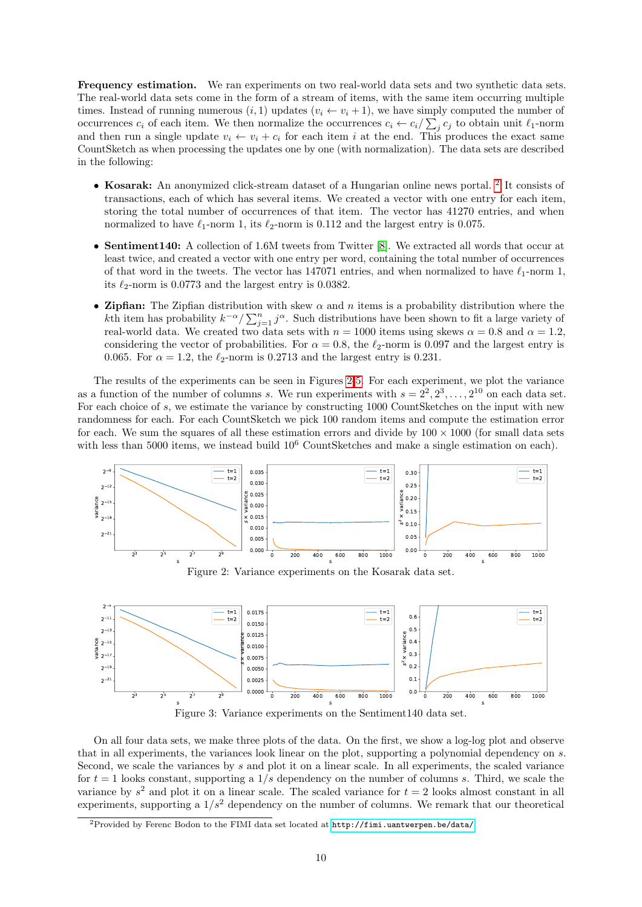**Frequency estimation.** We ran experiments on two real-world data sets and two synthetic data sets. The real-world data sets come in the form of a stream of items, with the same item occurring multiple times. Instead of running numerous $(i, 1)$ updates ($v_i \leftarrow v_i + 1$), we have simply computed the number of occurrences $c_i$ of each item. We then normalize the occurrences $c_i \leftarrow c_i / \sum_j c_j$ to obtain unit $\ell_1$-norm and then run a single update $v_i \leftarrow v_i + c_i$ for each item $i$ at the end. This produces the exact same CountSketch as when processing the updates one by one (with normalization). The data sets are described in the following:

- **Kosarak:** An anonymized click-stream dataset of a Hungarian online news portal. [2] It consists of transactions, each of which has several items. We created a vector with one entry for each item, storing the total number of occurrences of that item. The vector has 41270 entries, and when normalized to have $\ell_1$-norm 1, its $\ell_2$-norm is 0.112 and the largest entry is 0.075.
- **Sentiment140:** A collection of 1.6M tweets from Twitter [8]. We extracted all words that occur at least twice, and created a vector with one entry per word, containing the total number of occurrences of that word in the tweets. The vector has 147071 entries, and when normalized to have $\ell_1$-norm 1, its $\ell_2$-norm is 0.0773 and the largest entry is 0.0382.
- **Zipfian:** The Zipfian distribution with skew $\alpha$ and $n$ items is a probability distribution where the $k$th item has probability $k^{-\alpha} / \sum_{j=1}^{n} j^{\alpha}$. Such distributions have been shown to fit a large variety of real-world data. We created two data sets with $n = 1000$ items using skews $\alpha = 0.8$ and $\alpha = 1.2$, considering the vector of probabilities. For $\alpha = 0.8$, the $\ell_2$-norm is 0.097 and the largest entry is 0.065. For $\alpha = 1.2$, the $\ell_2$-norm is 0.2713 and the largest entry is 0.231.

The results of the experiments can be seen in Figures 2-5. For each experiment, we plot the variance as a function of the number of columns $s$. We run experiments with $s = 2^2, 2^3, \ldots, 2^{10}$ on each data set. For each choice of $s$, we estimate the variance by constructing 1000 CountSketches on the input with new randomness for each. For each CountSketch we pick 100 random items and compute the estimation error for each. We sum the squares of all these estimation errors and divide by $100 \times 1000$ (for small data sets with less than 5000 items, we instead build $10^6$ CountSketches and make a single estimation on each).

Figure 2: Variance experiments on the Kosarak data set.

Figure 3: Variance experiments on the Sentiment140 data set.

On all four data sets, we make three plots of the data. On the first, we show a log-log plot and observe that in all experiments, the variances look linear on the plot, supporting a polynomial dependency on $s$. Second, we scale the variances by $s$ and plot it on a linear scale. In all experiments, the scaled variance for $t = 1$ looks constant, supporting a $1/s$ dependency on the number of columns $s$. Third, we scale the variance by $s^2$ and plot it on a linear scale. The scaled variance for $t = 2$ looks almost constant in all experiments, supporting a $1/s^2$ dependency on the number of columns. We remark that our theoretical

[2] Provided by Ferenc Bodon to the FIMI data set located at http://fimi.uantwerpen.be/data/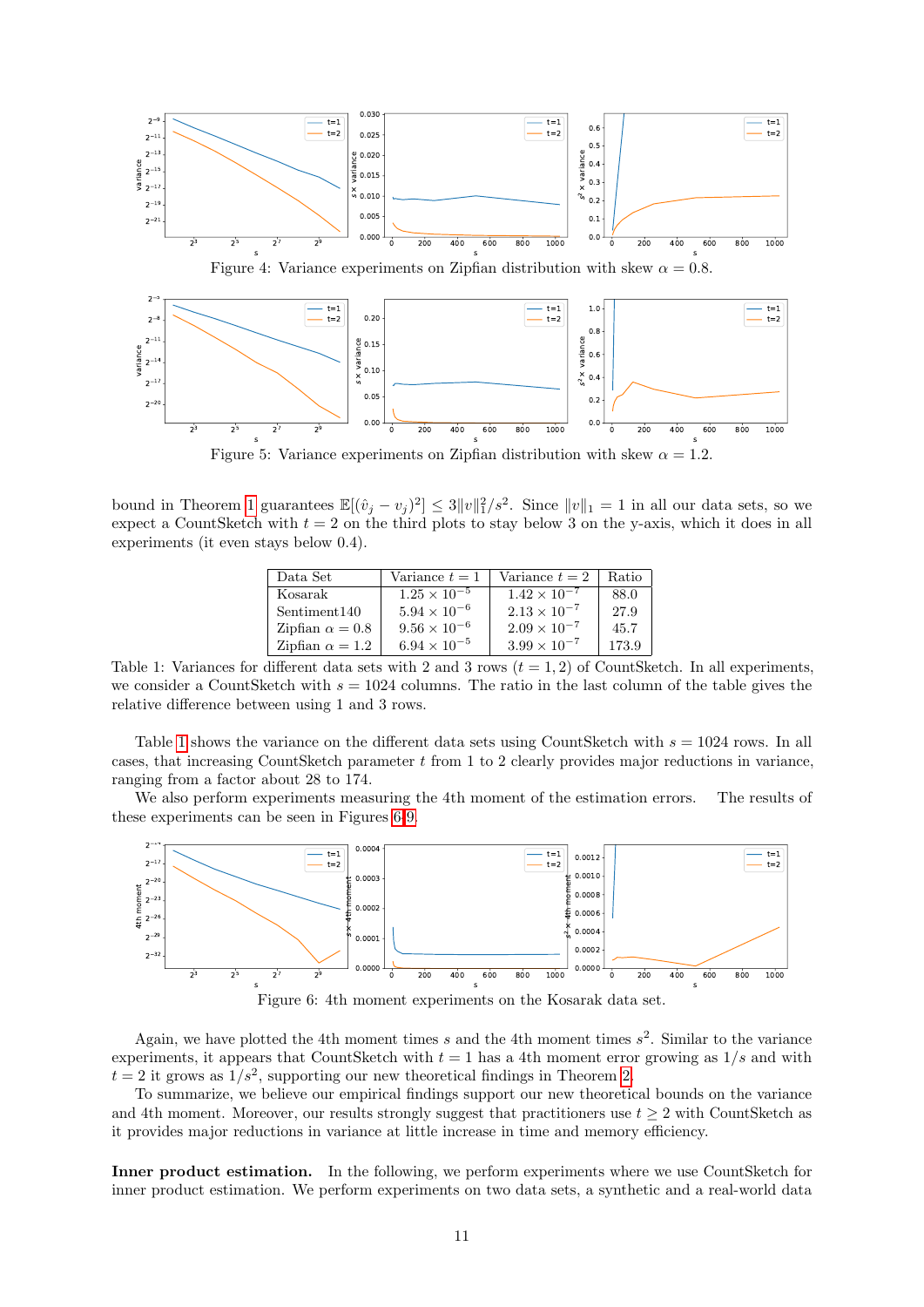Figure 4: Variance experiments on Zipfian distribution with skew $\alpha = 0.8$.

Figure 5: Variance experiments on Zipfian distribution with skew $\alpha = 1.2$.

bound in Theorem 1 guarantees $\mathbb{E}[(\hat{v}_j - v_j)^2] \le 3\|v\|_1^2/s^2$. Since $\|v\|_1 = 1$ in all our data sets, so we expect a CountSketch with $t = 2$ on the third plots to stay below 3 on the y-axis, which it does in all experiments (it even stays below 0.4).

| Data Set | Variance $t = 1$ | Variance $t = 2$ | Ratio |
|---|---|---|---|
| Kosarak | $1.25 \times 10^{-5}$ | $1.42 \times 10^{-7}$ | 88.0 |
| Sentiment140 | $5.94 \times 10^{-6}$ | $2.13 \times 10^{-7}$ | 27.9 |
| Zipfian $\alpha = 0.8$ | $9.56 \times 10^{-6}$ | $2.09 \times 10^{-7}$ | 45.7 |
| Zipfian $\alpha = 1.2$ | $6.94 \times 10^{-5}$ | $3.99 \times 10^{-7}$ | 173.9 |

Table 1: Variances for different data sets with 2 and 3 rows ($t = 1, 2$) of CountSketch. In all experiments, we consider a CountSketch with $s = 1024$ columns. The ratio in the last column of the table gives the relative difference between using 1 and 3 rows.

Table 1 shows the variance on the different data sets using CountSketch with $s = 1024$ rows. In all cases, that increasing CountSketch parameter $t$ from 1 to 2 clearly provides major reductions in variance, ranging from a factor about 28 to 174.

We also perform experiments measuring the 4th moment of the estimation errors. The results of these experiments can be seen in Figures 6-9.

Figure 6: 4th moment experiments on the Kosarak data set.

Again, we have plotted the 4th moment times $s$ and the 4th moment times $s^2$. Similar to the variance experiments, it appears that CountSketch with $t = 1$ has a 4th moment error growing as $1/s$ and with $t = 2$ it grows as $1/s^2$, supporting our new theoretical findings in Theorem 2.

To summarize, we believe our empirical findings support our new theoretical bounds on the variance and 4th moment. Moreover, our results strongly suggest that practitioners use $t \ge 2$ with CountSketch as it provides major reductions in variance at little increase in time and memory efficiency.

**Inner product estimation.** In the following, we perform experiments where we use CountSketch for inner product estimation. We perform experiments on two data sets, a synthetic and a real-world data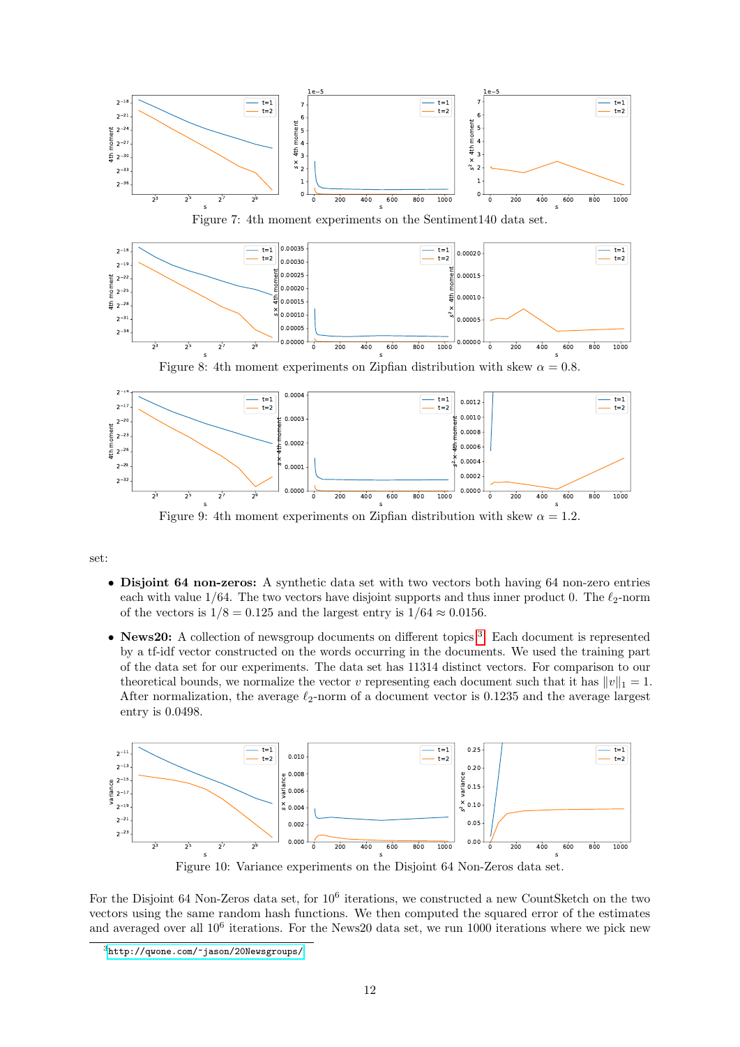Figure 7: 4th moment experiments on the Sentiment140 data set.

Figure 8: 4th moment experiments on Zipfian distribution with skew $\alpha = 0.8$.

Figure 9: 4th moment experiments on Zipfian distribution with skew $\alpha = 1.2$.

set:

- **Disjoint 64 non-zeros:** A synthetic data set with two vectors both having 64 non-zero entries each with value 1/64. The two vectors have disjoint supports and thus inner product 0. The $\ell_2$-norm of the vectors is $1/8 = 0.125$ and the largest entry is $1/64 \approx 0.0156$.
- **News20:** A collection of newsgroup documents on different topics[3]. Each document is represented by a tf-idf vector constructed on the words occurring in the documents. We used the training part of the data set for our experiments. The data set has 11314 distinct vectors. For comparison to our theoretical bounds, we normalize the vector $v$ representing each document such that it has $\|v\|_1 = 1$. After normalization, the average $\ell_2$-norm of a document vector is 0.1235 and the average largest entry is 0.0498.

Figure 10: Variance experiments on the Disjoint 64 Non-Zeros data set.

For the Disjoint 64 Non-Zeros data set, for $10^6$ iterations, we constructed a new CountSketch on the two vectors using the same random hash functions. We then computed the squared error of the estimates and averaged over all $10^6$ iterations. For the News20 data set, we run 1000 iterations where we pick new

[3] http://qwone.com/~jason/20Newsgroups/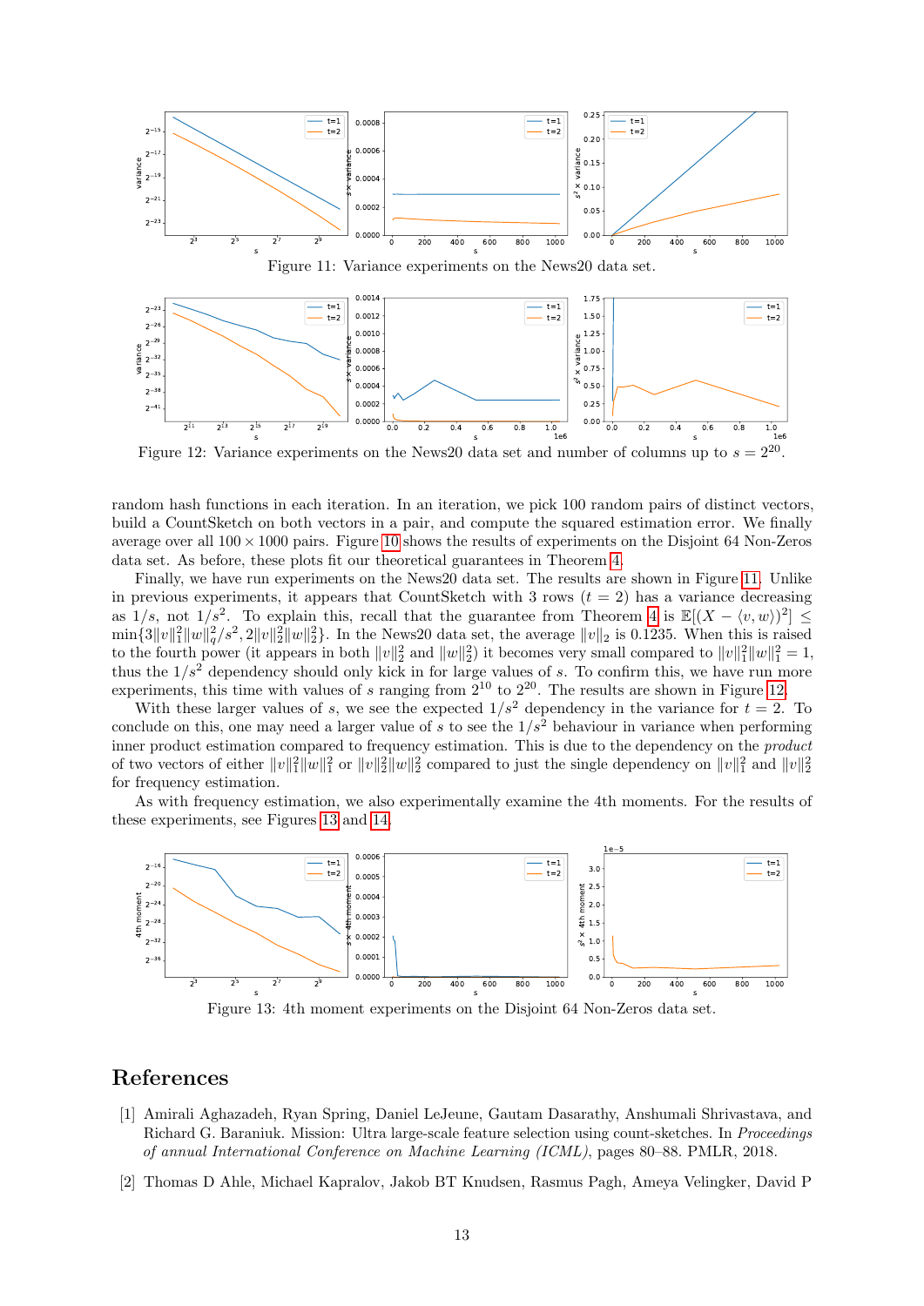Figure 11: Variance experiments on the News20 data set.

Figure 12: Variance experiments on the News20 data set and number of columns up to $s = 2^{20}$.

random hash functions in each iteration. In an iteration, we pick 100 random pairs of distinct vectors, build a CountSketch on both vectors in a pair, and compute the squared estimation error. We finally average over all $100 \times 1000$ pairs. Figure 10 shows the results of experiments on the Disjoint 64 Non-Zeros data set. As before, these plots fit our theoretical guarantees in Theorem 4.

Finally, we have run experiments on the News20 data set. The results are shown in Figure 11. Unlike in previous experiments, it appears that CountSketch with 3 rows ($t = 2$) has a variance decreasing as $1/s$, not $1/s^2$. To explain this, recall that the guarantee from Theorem 4 is $\mathbb{E}[(X - \langle v, w \rangle)^2] \leq \min\{3\|v\|_1^2\|w\|_q^2/s^2, 2\|v\|_2^2\|w\|_2^2\}$. In the News20 data set, the average $\|v\|_2$ is 0.1235. When this is raised to the fourth power (it appears in both $\|v\|_2^2$ and $\|w\|_2^2$) it becomes very small compared to $\|v\|_1^2\|w\|_1^2 = 1$, thus the $1/s^2$ dependency should only kick in for large values of $s$. To confirm this, we have run more experiments, this time with values of $s$ ranging from $2^{10}$ to $2^{20}$. The results are shown in Figure 12.

With these larger values of $s$, we see the expected $1/s^2$ dependency in the variance for $t = 2$. To conclude on this, one may need a larger value of $s$ to see the $1/s^2$ behaviour in variance when performing inner product estimation compared to frequency estimation. This is due to the dependency on the *product* of two vectors of either $\|v\|_1^2\|w\|_1^2$ or $\|v\|_2^2\|w\|_2^2$ compared to just the single dependency on $\|v\|_1^2$ and $\|v\|_2^2$ for frequency estimation.

As with frequency estimation, we also experimentally examine the 4th moments. For the results of these experiments, see Figures 13 and 14.

Figure 13: 4th moment experiments on the Disjoint 64 Non-Zeros data set.

## References

[1] Amirali Aghazadeh, Ryan Spring, Daniel LeJeune, Gautam Dasarathy, Anshumali Shrivastava, and Richard G. Baraniuk. Mission: Ultra large-scale feature selection using count-sketches. In *Proceedings of annual International Conference on Machine Learning (ICML)*, pages 80–88. PMLR, 2018.

[2] Thomas D Ahle, Michael Kapralov, Jakob BT Knudsen, Rasmus Pagh, Ameya Velingker, David P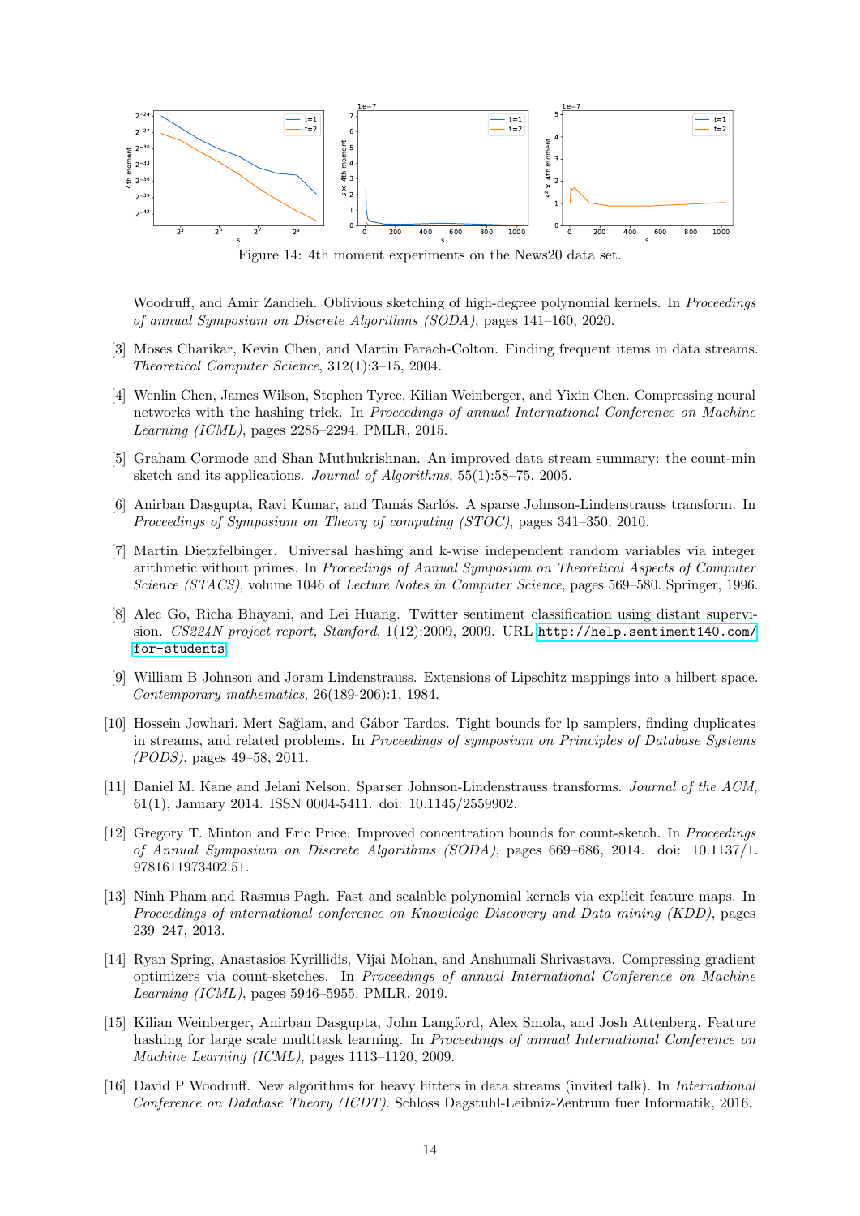4th moment

$2^{-24}$
$2^{-27}$
$2^{-30}$
$2^{-33}$
$2^{-36}$
$2^{-39}$
$2^{-42}$

$2^3$ $2^5$ $2^7$ $2^9$

s

t=1
t=2

1e−7

$s \times$ 4th moment

7 6 5 4 3 2 1 0

0 200 400 600 800 1000

s

t=1
t=2

1e−7

$s^2 \times$ 4th moment

5 4 3 2 1 0

0 200 400 600 800 1000

s

t=1
t=2

Figure 14: 4th moment experiments on the News20 data set.

Woodruff, and Amir Zandieh. Oblivious sketching of high-degree polynomial kernels. In *Proceedings of annual Symposium on Discrete Algorithms (SODA)*, pages 141–160, 2020.

[3] Moses Charikar, Kevin Chen, and Martin Farach-Colton. Finding frequent items in data streams. *Theoretical Computer Science*, 312(1):3–15, 2004.

[4] Wenlin Chen, James Wilson, Stephen Tyree, Kilian Weinberger, and Yixin Chen. Compressing neural networks with the hashing trick. In *Proceedings of annual International Conference on Machine Learning (ICML)*, pages 2285–2294. PMLR, 2015.

[5] Graham Cormode and Shan Muthukrishnan. An improved data stream summary: the count-min sketch and its applications. *Journal of Algorithms*, 55(1):58–75, 2005.

[6] Anirban Dasgupta, Ravi Kumar, and Tamás Sarlós. A sparse Johnson-Lindenstrauss transform. In *Proceedings of Symposium on Theory of computing (STOC)*, pages 341–350, 2010.

[7] Martin Dietzfelbinger. Universal hashing and k-wise independent random variables via integer arithmetic without primes. In *Proceedings of Annual Symposium on Theoretical Aspects of Computer Science (STACS)*, volume 1046 of *Lecture Notes in Computer Science*, pages 569–580. Springer, 1996.

[8] Alec Go, Richa Bhayani, and Lei Huang. Twitter sentiment classification using distant supervision. *CS224N project report, Stanford*, 1(12):2009, 2009. URL http://help.sentiment140.com/for-students.

[9] William B Johnson and Joram Lindenstrauss. Extensions of Lipschitz mappings into a hilbert space. *Contemporary mathematics*, 26(189-206):1, 1984.

[10] Hossein Jowhari, Mert Sağlam, and Gábor Tardos. Tight bounds for lp samplers, finding duplicates in streams, and related problems. In *Proceedings of symposium on Principles of Database Systems (PODS)*, pages 49–58, 2011.

[11] Daniel M. Kane and Jelani Nelson. Sparser Johnson-Lindenstrauss transforms. *Journal of the ACM*, 61(1), January 2014. ISSN 0004-5411. doi: 10.1145/2559902.

[12] Gregory T. Minton and Eric Price. Improved concentration bounds for count-sketch. In *Proceedings of Annual Symposium on Discrete Algorithms (SODA)*, pages 669–686, 2014. doi: 10.1137/1.9781611973402.51.

[13] Ninh Pham and Rasmus Pagh. Fast and scalable polynomial kernels via explicit feature maps. In *Proceedings of international conference on Knowledge Discovery and Data mining (KDD)*, pages 239–247, 2013.

[14] Ryan Spring, Anastasios Kyrillidis, Vijai Mohan, and Anshumali Shrivastava. Compressing gradient optimizers via count-sketches. In *Proceedings of annual International Conference on Machine Learning (ICML)*, pages 5946–5955. PMLR, 2019.

[15] Kilian Weinberger, Anirban Dasgupta, John Langford, Alex Smola, and Josh Attenberg. Feature hashing for large scale multitask learning. In *Proceedings of annual International Conference on Machine Learning (ICML)*, pages 1113–1120, 2009.

[16] David P Woodruff. New algorithms for heavy hitters in data streams (invited talk). In *International Conference on Database Theory (ICDT)*. Schloss Dagstuhl-Leibniz-Zentrum fuer Informatik, 2016.